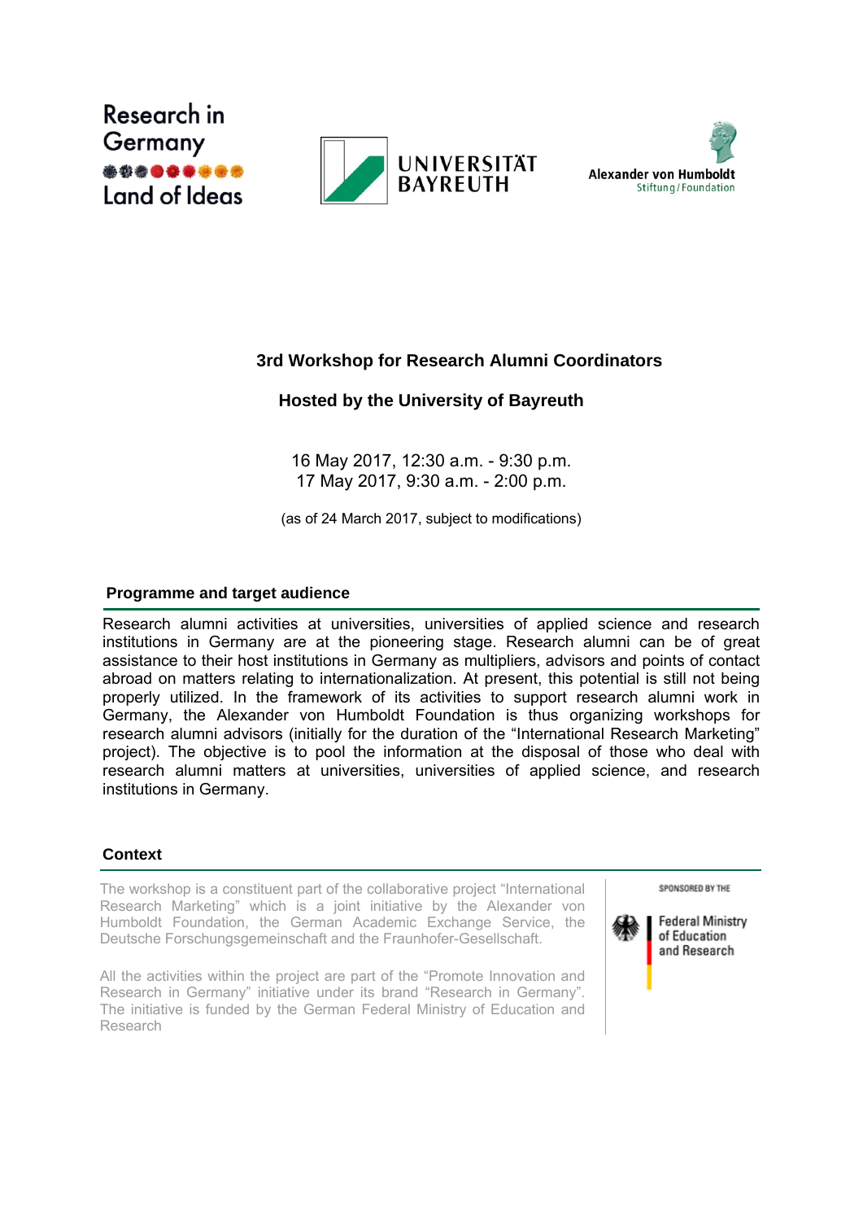Research in Germany
Land of Ideas

UNIVERSITÄT BAYREUTH

Alexander von Humboldt
Stiftung / Foundation

# 3rd Workshop for Research Alumni Coordinators

## Hosted by the University of Bayreuth

16 May 2017, 12:30 a.m. - 9:30 p.m.
17 May 2017, 9:30 a.m. - 2:00 p.m.

(as of 24 March 2017, subject to modifications)

### Programme and target audience

Research alumni activities at universities, universities of applied science and research institutions in Germany are at the pioneering stage. Research alumni can be of great assistance to their host institutions in Germany as multipliers, advisors and points of contact abroad on matters relating to internationalization. At present, this potential is still not being properly utilized. In the framework of its activities to support research alumni work in Germany, the Alexander von Humboldt Foundation is thus organizing workshops for research alumni advisors (initially for the duration of the "International Research Marketing" project). The objective is to pool the information at the disposal of those who deal with research alumni matters at universities, universities of applied science, and research institutions in Germany.

### Context

The workshop is a constituent part of the collaborative project "International Research Marketing" which is a joint initiative by the Alexander von Humboldt Foundation, the German Academic Exchange Service, the Deutsche Forschungsgemeinschaft and the Fraunhofer-Gesellschaft.

All the activities within the project are part of the "Promote Innovation and Research in Germany" initiative under its brand "Research in Germany". The initiative is funded by the German Federal Ministry of Education and Research

SPONSORED BY THE

Federal Ministry
of Education
and Research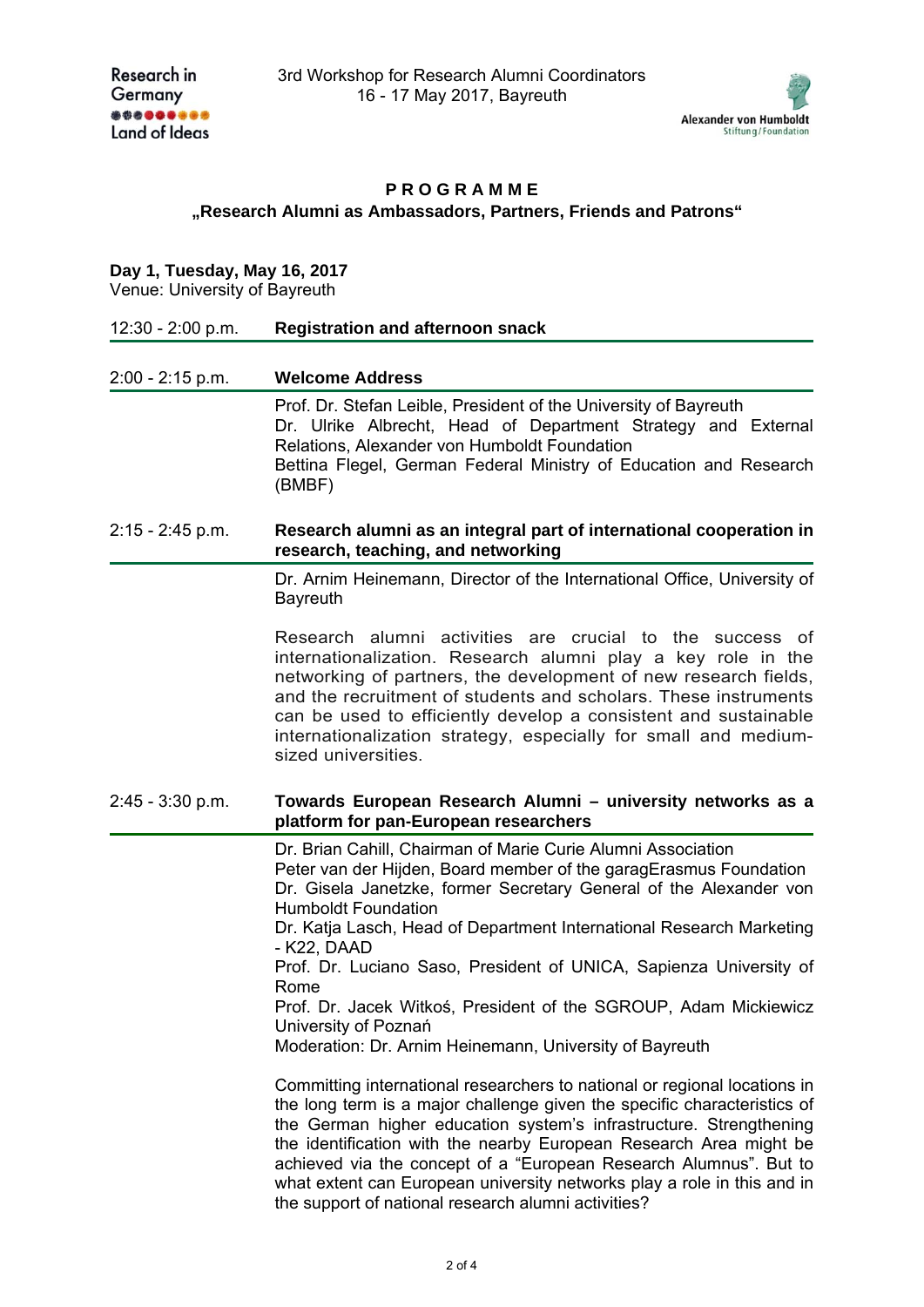Research in Germany
Land of Ideas

3rd Workshop for Research Alumni Coordinators
16 - 17 May 2017, Bayreuth

Alexander von Humboldt Stiftung/Foundation

## PROGRAMME

### „Research Alumni as Ambassadors, Partners, Friends and Patrons“

**Day 1, Tuesday, May 16, 2017**
Venue: University of Bayreuth

**12:30 - 2:00 p.m.** **Registration and afternoon snack**

**2:00 - 2:15 p.m.** **Welcome Address**

Prof. Dr. Stefan Leible, President of the University of Bayreuth
Dr. Ulrike Albrecht, Head of Department Strategy and External Relations, Alexander von Humboldt Foundation
Bettina Flegel, German Federal Ministry of Education and Research (BMBF)

**2:15 - 2:45 p.m.** **Research alumni as an integral part of international cooperation in research, teaching, and networking**

Dr. Arnim Heinemann, Director of the International Office, University of Bayreuth

Research alumni activities are crucial to the success of internationalization. Research alumni play a key role in the networking of partners, the development of new research fields, and the recruitment of students and scholars. These instruments can be used to efficiently develop a consistent and sustainable internationalization strategy, especially for small and medium-sized universities.

**2:45 - 3:30 p.m.** **Towards European Research Alumni – university networks as a platform for pan-European researchers**

Dr. Brian Cahill, Chairman of Marie Curie Alumni Association
Peter van der Hijden, Board member of the garagErasmus Foundation
Dr. Gisela Janetzke, former Secretary General of the Alexander von Humboldt Foundation
Dr. Katja Lasch, Head of Department International Research Marketing - K22, DAAD
Prof. Dr. Luciano Saso, President of UNICA, Sapienza University of Rome
Prof. Dr. Jacek Witkoś, President of the SGROUP, Adam Mickiewicz University of Poznań
Moderation: Dr. Arnim Heinemann, University of Bayreuth

Committing international researchers to national or regional locations in the long term is a major challenge given the specific characteristics of the German higher education system's infrastructure. Strengthening the identification with the nearby European Research Area might be achieved via the concept of a "European Research Alumnus". But to what extent can European university networks play a role in this and in the support of national research alumni activities?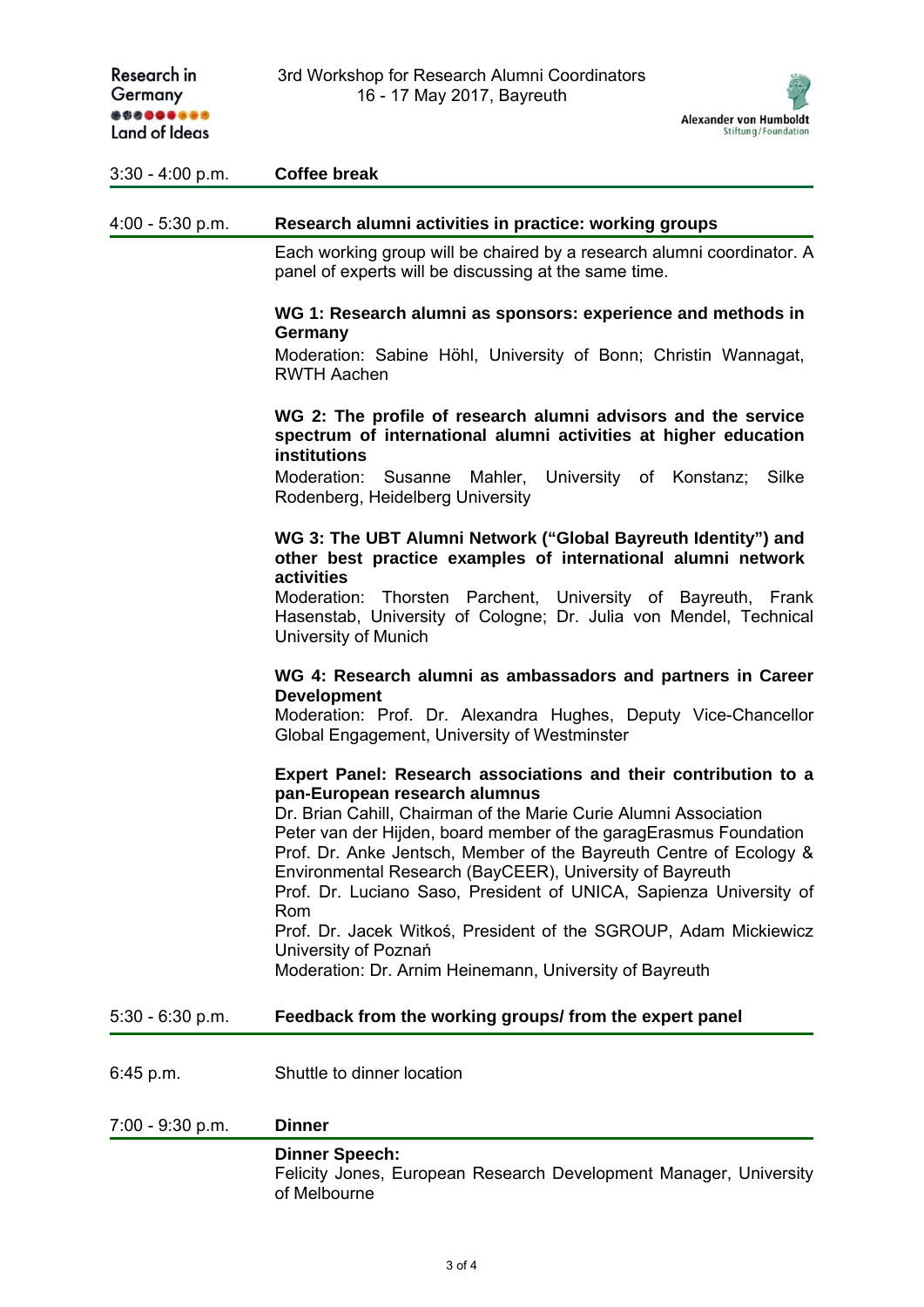| Time | Programme |
|---|---|
| 3:30 - 4:00 p.m. | **Coffee break** |
| 4:00 - 5:30 p.m. | **Research alumni activities in practice: working groups** |

Each working group will be chaired by a research alumni coordinator. A panel of experts will be discussing at the same time.

**WG 1: Research alumni as sponsors: experience and methods in Germany**
Moderation: Sabine Höhl, University of Bonn; Christin Wannagat, RWTH Aachen

**WG 2: The profile of research alumni advisors and the service spectrum of international alumni activities at higher education institutions**
Moderation: Susanne Mahler, University of Konstanz; Silke Rodenberg, Heidelberg University

**WG 3: The UBT Alumni Network ("Global Bayreuth Identity") and other best practice examples of international alumni network activities**
Moderation: Thorsten Parchent, University of Bayreuth, Frank Hasenstab, University of Cologne; Dr. Julia von Mendel, Technical University of Munich

**WG 4: Research alumni as ambassadors and partners in Career Development**
Moderation: Prof. Dr. Alexandra Hughes, Deputy Vice-Chancellor Global Engagement, University of Westminster

**Expert Panel: Research associations and their contribution to a pan-European research alumnus**
Dr. Brian Cahill, Chairman of the Marie Curie Alumni Association
Peter van der Hijden, board member of the garagErasmus Foundation
Prof. Dr. Anke Jentsch, Member of the Bayreuth Centre of Ecology & Environmental Research (BayCEER), University of Bayreuth
Prof. Dr. Luciano Saso, President of UNICA, Sapienza University of Rom
Prof. Dr. Jacek Witkoś, President of the SGROUP, Adam Mickiewicz University of Poznań
Moderation: Dr. Arnim Heinemann, University of Bayreuth

| Time | Programme |
|---|---|
| 5:30 - 6:30 p.m. | **Feedback from the working groups/ from the expert panel** |
| 6:45 p.m. | Shuttle to dinner location |
| 7:00 - 9:30 p.m. | **Dinner** |

**Dinner Speech:**
Felicity Jones, European Research Development Manager, University of Melbourne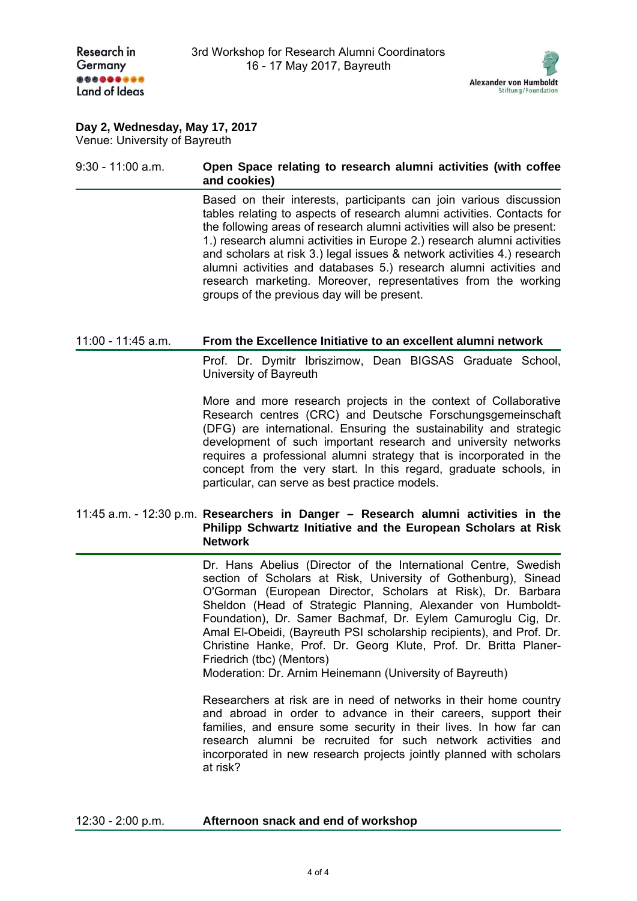## Day 2, Wednesday, May 17, 2017

Venue: University of Bayreuth

| | |
|---|---|
| 9:30 - 11:00 a.m. | **Open Space relating to research alumni activities (with coffee and cookies)** |
| | Based on their interests, participants can join various discussion tables relating to aspects of research alumni activities. Contacts for the following areas of research alumni activities will also be present: 1.) research alumni activities in Europe 2.) research alumni activities and scholars at risk 3.) legal issues & network activities 4.) research alumni activities and databases 5.) research alumni activities and research marketing. Moreover, representatives from the working groups of the previous day will be present. |
| 11:00 - 11:45 a.m. | **From the Excellence Initiative to an excellent alumni network** |
| | Prof. Dr. Dymitr Ibriszimow, Dean BIGSAS Graduate School, University of Bayreuth<br><br>More and more research projects in the context of Collaborative Research centres (CRC) and Deutsche Forschungsgemeinschaft (DFG) are international. Ensuring the sustainability and strategic development of such important research and university networks requires a professional alumni strategy that is incorporated in the concept from the very start. In this regard, graduate schools, in particular, can serve as best practice models. |
| 11:45 a.m. - 12:30 p.m. | **Researchers in Danger – Research alumni activities in the Philipp Schwartz Initiative and the European Scholars at Risk Network** |
| | Dr. Hans Abelius (Director of the International Centre, Swedish section of Scholars at Risk, University of Gothenburg), Sinead O'Gorman (European Director, Scholars at Risk), Dr. Barbara Sheldon (Head of Strategic Planning, Alexander von Humboldt-Foundation), Dr. Samer Bachmaf, Dr. Eylem Camuroglu Cig, Dr. Amal El-Obeidi, (Bayreuth PSI scholarship recipients), and Prof. Dr. Christine Hanke, Prof. Dr. Georg Klute, Prof. Dr. Britta Planer-Friedrich (tbc) (Mentors)<br>Moderation: Dr. Arnim Heinemann (University of Bayreuth)<br><br>Researchers at risk are in need of networks in their home country and abroad in order to advance in their careers, support their families, and ensure some security in their lives. In how far can research alumni be recruited for such network activities and incorporated in new research projects jointly planned with scholars at risk? |
| 12:30 - 2:00 p.m. | **Afternoon snack and end of workshop** |